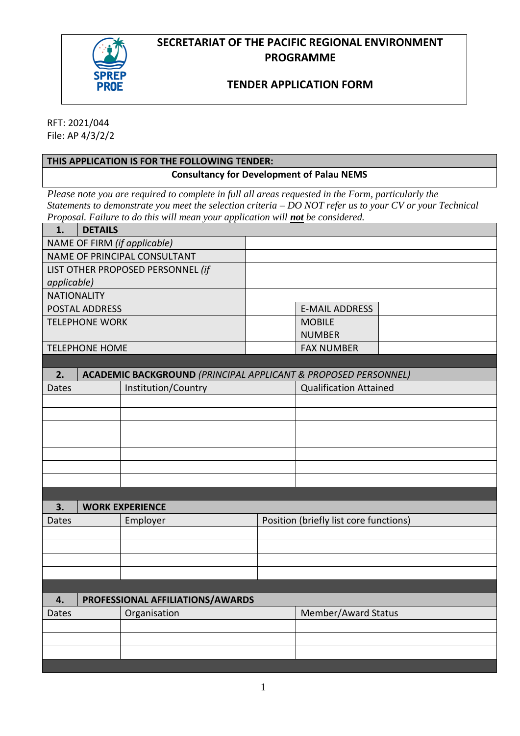# SECRETARIAT OF THE PACIFIC REGIONAL ENVIRONMENT PROGRAMME

## TENDER APPLICATION FORM

RFT: 2021/044
File: AP 4/3/2/2

| THIS APPLICATION IS FOR THE FOLLOWING TENDER: |
|---|
| **Consultancy for Development of Palau NEMS** |

*Please note you are required to complete in full all areas requested in the Form, particularly the Statements to demonstrate you meet the selection criteria – DO NOT refer us to your CV or your Technical Proposal. Failure to do this will mean your application will **not** be considered.*

| **1. DETAILS** | | | |
|---|---|---|---|
| NAME OF FIRM *(if applicable)* | | | |
| NAME OF PRINCIPAL CONSULTANT | | | |
| LIST OTHER PROPOSED PERSONNEL *(if applicable)* | | | |
| NATIONALITY | | | |
| POSTAL ADDRESS | | E-MAIL ADDRESS | |
| TELEPHONE WORK | | MOBILE NUMBER | |
| TELEPHONE HOME | | FAX NUMBER | |

| **2. ACADEMIC BACKGROUND** *(PRINCIPAL APPLICANT & PROPOSED PERSONNEL)* | | |
|---|---|---|
| Dates | Institution/Country | Qualification Attained |
| | | |
| | | |
| | | |
| | | |
| | | |
| | | |
| | | |

| **3. WORK EXPERIENCE** | | |
|---|---|---|
| Dates | Employer | Position (briefly list core functions) |
| | | |
| | | |
| | | |
| | | |

| **4. PROFESSIONAL AFFILIATIONS/AWARDS** | | |
|---|---|---|
| Dates | Organisation | Member/Award Status |
| | | |
| | | |
| | | |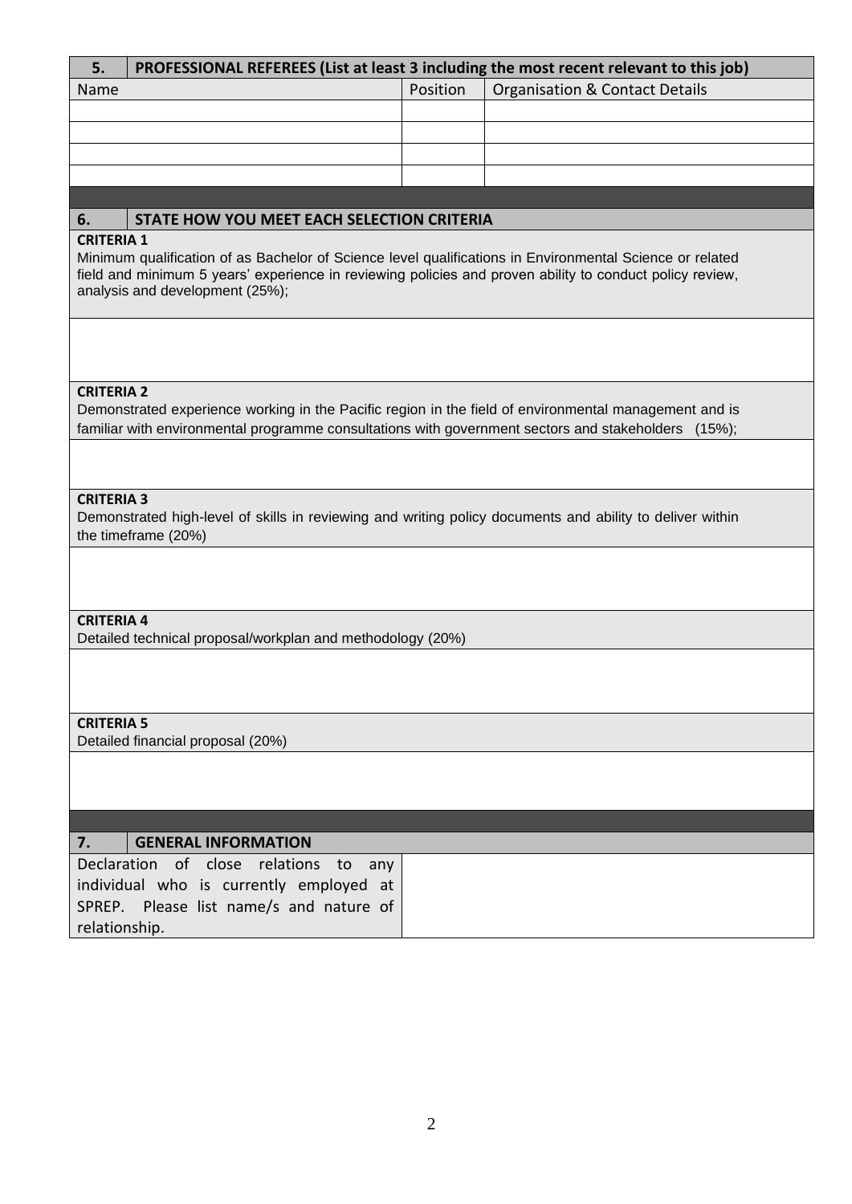## 5. PROFESSIONAL REFEREES (List at least 3 including the most recent relevant to this job)

| Name | Position | Organisation & Contact Details |
|---|---|---|
| | | |
| | | |
| | | |
| | | |

## 6. STATE HOW YOU MEET EACH SELECTION CRITERIA

**CRITERIA 1**

Minimum qualification of as Bachelor of Science level qualifications in Environmental Science or related field and minimum 5 years' experience in reviewing policies and proven ability to conduct policy review, analysis and development (25%);

**CRITERIA 2**

Demonstrated experience working in the Pacific region in the field of environmental management and is familiar with environmental programme consultations with government sectors and stakeholders (15%);

**CRITERIA 3**

Demonstrated high-level of skills in reviewing and writing policy documents and ability to deliver within the timeframe (20%)

**CRITERIA 4**

Detailed technical proposal/workplan and methodology (20%)

**CRITERIA 5**

Detailed financial proposal (20%)

## 7. GENERAL INFORMATION

| Declaration of close relations to any individual who is currently employed at SPREP. Please list name/s and nature of relationship. | |
|---|---|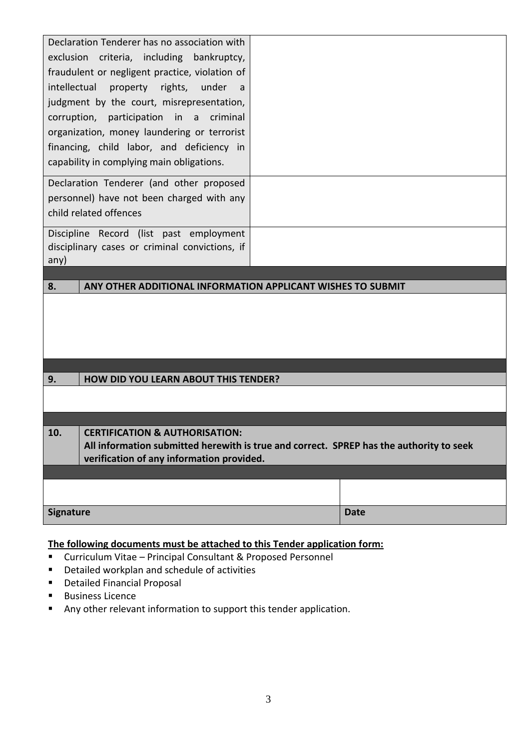| | |
|---|---|
| Declaration Tenderer has no association with exclusion criteria, including bankruptcy, fraudulent or negligent practice, violation of intellectual property rights, under a judgment by the court, misrepresentation, corruption, participation in a criminal organization, money laundering or terrorist financing, child labor, and deficiency in capability in complying main obligations. | |
| Declaration Tenderer (and other proposed personnel) have not been charged with any child related offences | |
| Discipline Record (list past employment disciplinary cases or criminal convictions, if any) | |

| 8. | ANY OTHER ADDITIONAL INFORMATION APPLICANT WISHES TO SUBMIT |
|---|---|
| | |

| 9. | HOW DID YOU LEARN ABOUT THIS TENDER? |
|---|---|
| | |

| 10. | CERTIFICATION & AUTHORISATION: All information submitted herewith is true and correct. SPREP has the authority to seek verification of any information provided. |
|---|---|

| | |
|---|---|
| **Signature** | **Date** |

**The following documents must be attached to this Tender application form:**

- Curriculum Vitae – Principal Consultant & Proposed Personnel
- Detailed workplan and schedule of activities
- Detailed Financial Proposal
- Business Licence
- Any other relevant information to support this tender application.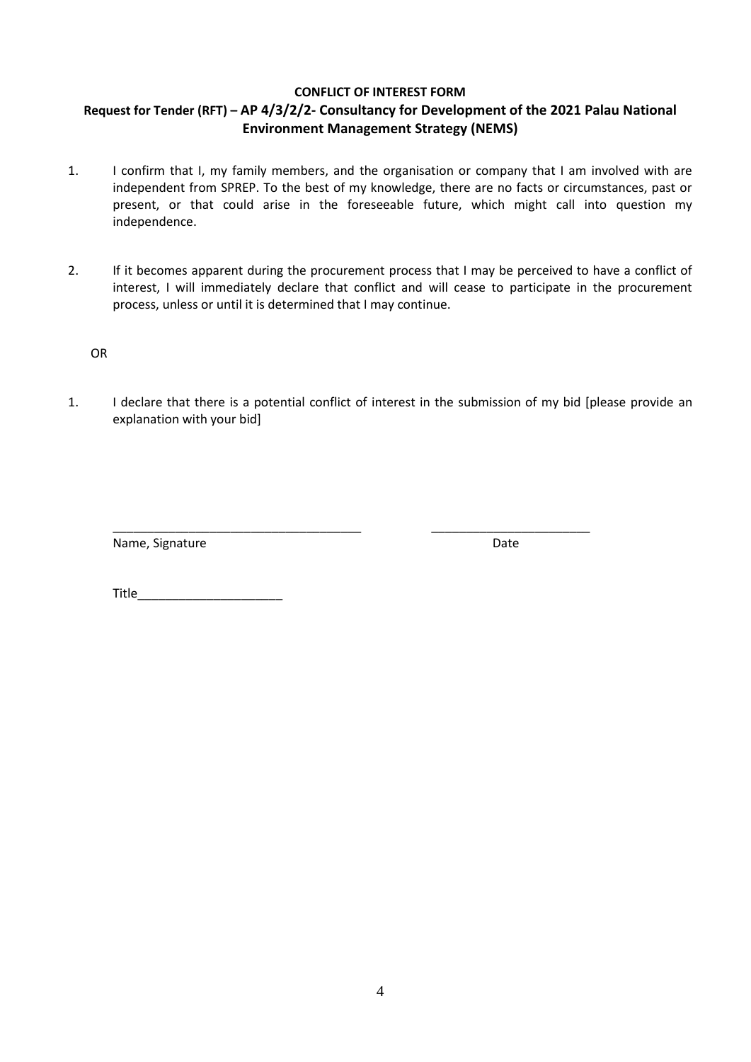**CONFLICT OF INTEREST FORM**

**Request for Tender (RFT) – AP 4/3/2/2- Consultancy for Development of the 2021 Palau National Environment Management Strategy (NEMS)**

1. I confirm that I, my family members, and the organisation or company that I am involved with are independent from SPREP. To the best of my knowledge, there are no facts or circumstances, past or present, or that could arise in the foreseeable future, which might call into question my independence.

2. If it becomes apparent during the procurement process that I may be perceived to have a conflict of interest, I will immediately declare that conflict and will cease to participate in the procurement process, unless or until it is determined that I may continue.

OR

1. I declare that there is a potential conflict of interest in the submission of my bid [please provide an explanation with your bid]

___________________________________ _______________________

Name, Signature Date

Title____________________